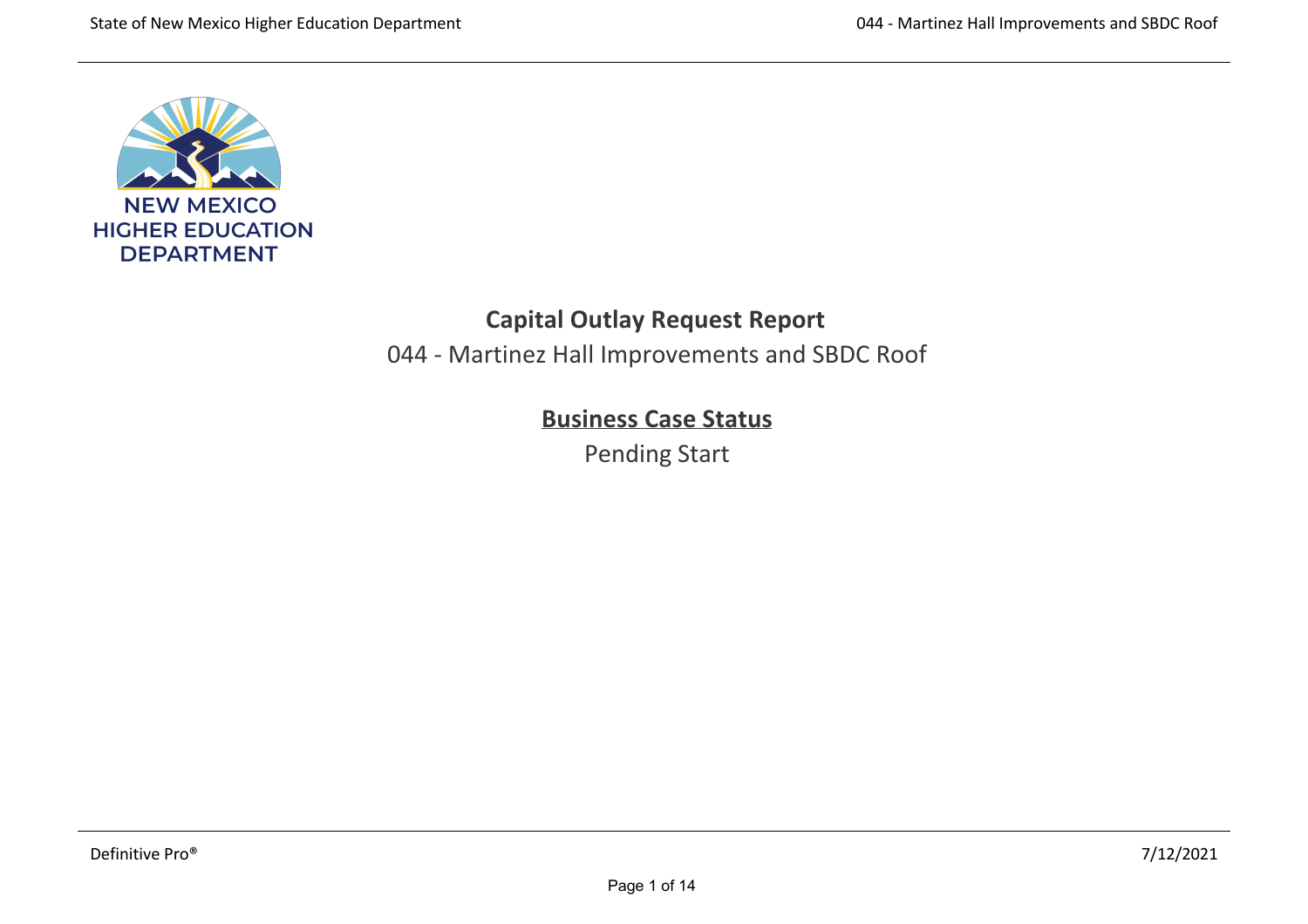NEW MEXICO
HIGHER EDUCATION
DEPARTMENT

# Capital Outlay Request Report

044 - Martinez Hall Improvements and SBDC Roof

## Business Case Status

Pending Start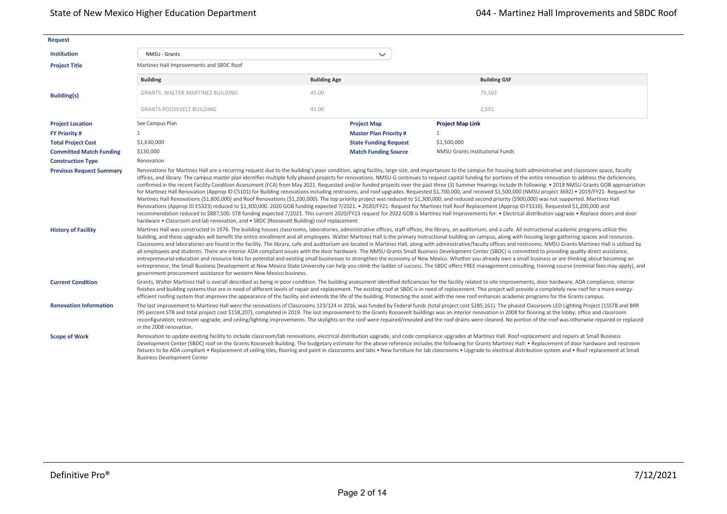**Request**

**Institution**: NMSU - Grants

**Project Title**: Martinez Hall Improvements and SBDC Roof

**Building(s)**

| Building | Building Age | Building GSF |
|---|---|---|
| GRANTS, WALTER MARTINEZ BUILDING | 45.00 | 79,163 |
| GRANTS ROOSEVELT BUILDING | 41.00 | 2,591 |

| | | | |
|---|---|---|---|
| **Project Location** | See Campus Plan | **Project Map** | **Project Map Link** |
| **FY Priority #** | 1 | **Master Plan Priority #** | 1 |
| **Total Project Cost** | $1,630,000 | **State Funding Request** | $1,500,000 |
| **Committed Match Funding** | $130,000 | **Match Funding Source** | NMSU Grants Institutional Funds |
| **Construction Type** | Renovation | | |

**Previous Request Summary**

Renovations for Martinez Hall are a recurring request due to the building's poor condition, aging facility, large size, and importances to the campus for housing both administrative and classroom space, faculty offices, and library. The campus master plan identifies multiple fully phased projects for renovations. NMSU-G continues to request capital funding for portions of the entire renovation to address the deficiencies, confirmed in the recent Facility Condition Assessment (FCA) from May 2021. Requested and/or funded projects over the past three (3) Summer Hearings include th following: • 2018 NMSU-Grants GOB appropriation for Martinez Hall Renovation (Approp ID C5101) for Building renovations including restrooms, and roof upgrades. Requested $1,700,000, and received $1,500,000 (NMSU project 3692) • 2019/FY21- Request for Martinez Hall Renovations ($1,800,000) and Roof Renovations ($1,200,000). The top priority project was reduced to $1,300,000, and reduced second priority ($900,000) was not supported. Martinez Hall Renovations (Approp ID E5323) reduced to $1,300,000. 2020 GOB funding expected 7/2021. • 2020/FY21- Request for Martinez Hall Roof Replacement (Approp ID F3116). Requested $1,200,000 and recommendation reduced to $887,500. STB funding expected 7/2021. This current 2020/FY23 request for 2022 GOB is Martinez Hall Improvements for: • Electrical distribution upgrade • Replace doors and door hardware • Classroom and lab renovation, and • SBDC (Roosevelt Building) roof replacement

**History of Facility**

Martinez Hall was constructed in 1976. The building houses classrooms, laboratories, administrative offices, staff offices, the library, an auditorium, and a cafe. All instructional academic programs utilize this building, and these upgrades will benefit the entire enrollment and all employees. Walter Martinez Hall is the primary instructional building on campus, along with housing large gathering spaces and resources. Classrooms and laboratories are found in the facility. The library, cafe and auditorium are located in Martinez Hall, along with administrative/faculty offices and restrooms. NMSU Grants Martinez Hall is utilized by all employees and students. There are interior ADA compliant issues with the door hardware. The NMSU Grants Small Business Development Center (SBDC) is committed to providing quality direct assistance, entrepreneurial education and resource links for potential and existing small businesses to strengthen the economy of New Mexico. Whether you already own a small business or are thinking about becoming an entrepreneur, the Small Business Development at New Mexico State University can help you climb the ladder of success. The SBDC offers FREE management consulting, training course (nominal fees may apply), and government procurement assistance for western New Mexico business.

**Current Condition**

Grants, Walter Martinez Hall is overall described as being in poor condition. The building assessment identified deficiencies for the facility related to site improvements, door hardware, ADA compliance, interior finishes and building systems that are in need of different levels of repair and replacement. The existing roof at SBDC is in need of replacement. This project will provide a completely new roof for a more energy-efficient roofing system that improves the appearance of the facility and extends the life of the building. Protecting the asset with the new roof enhances academic programs for the Grants campus.

**Renovation Information**

The last improvement to Martinez Hall were the renovations of Classrooms 123/124 in 2016, was funded by Federal funds (total project cost $285,161). The phased Classroom LED Lighting Project (15STB and BRR (95 percent STB and total project cost $158,207), completed in 2019. The last improvement to the Grants Roosevelt buildings was an interior renovation in 2008 for flooring at the lobby; office and classroom reconfiguration; restroom upgrade; and ceiling/lighting improvements. The skylights on the roof were repaired/resealed and the roof drains were cleaned. No portion of the roof was otherwise repaired or replaced in the 2008 renovation.

**Scope of Work**

Renovation to update existing facility to include classroom/lab renovations, electrical distribution upgrade, and code compliance upgrades at Martinez Hall. Roof replacement and repairs at Small Business Development Center (SBDC) roof on the Grants Roosevelt Building. The budgetary estimate for the above reference includes the following for Grants Martinez Hall: • Replacement of door hardware and restroom fixtures to be ADA compliant • Replacement of ceiling tiles, flooring and paint in classrooms and labs • New furniture for lab classrooms • Upgrade to electrical distribution system and • Roof replacement at Small Business Development Center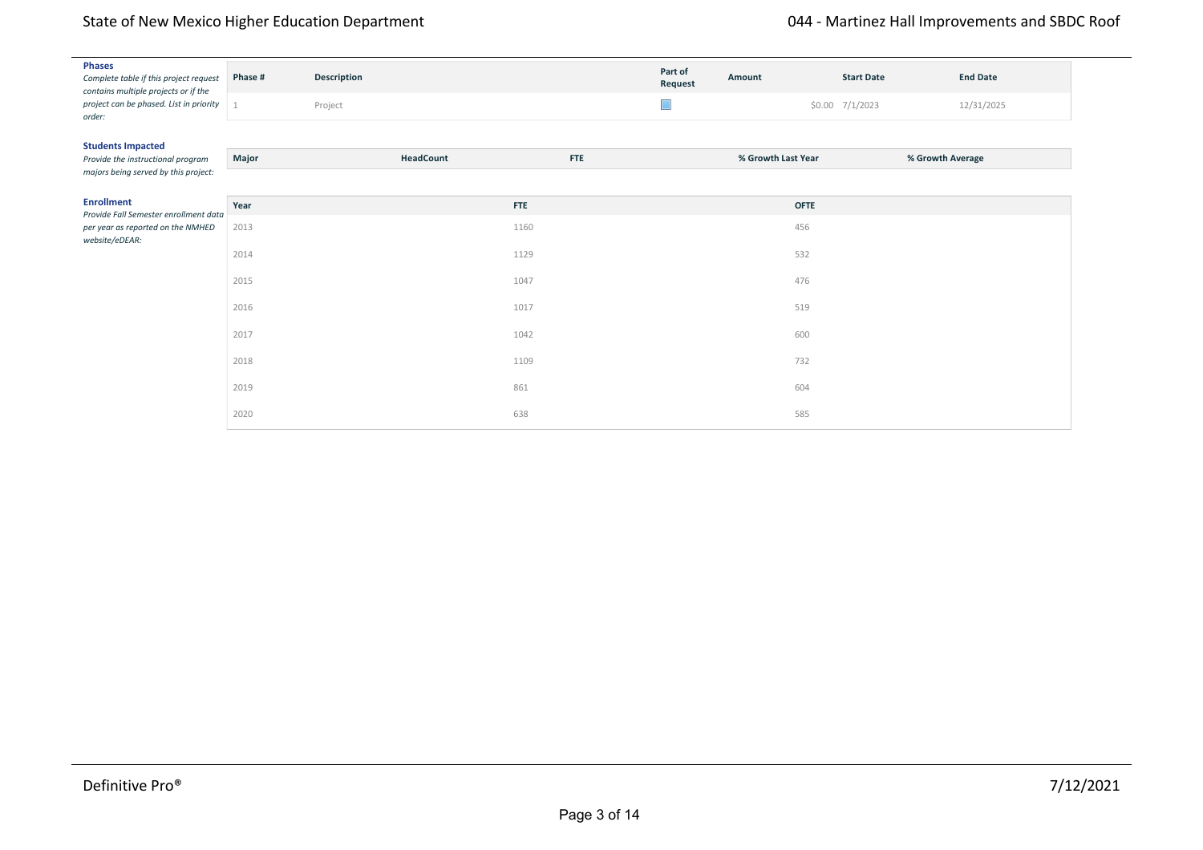**Phases**
*Complete table if this project request contains multiple projects or if the project can be phased. List in priority order:*

| Phase # | Description | Part of Request | Amount | Start Date | End Date |
|---|---|---|---|---|---|
| 1 | Project | ☐ | $0.00 | 7/1/2023 | 12/31/2025 |

**Students Impacted**
*Provide the instructional program majors being served by this project:*

| Major | HeadCount | FTE | % Growth Last Year | % Growth Average |
|---|---|---|---|---|

**Enrollment**
*Provide Fall Semester enrollment data per year as reported on the NMHED website/eDEAR:*

| Year | FTE | OFTE |
|---|---|---|
| 2013 | 1160 | 456 |
| 2014 | 1129 | 532 |
| 2015 | 1047 | 476 |
| 2016 | 1017 | 519 |
| 2017 | 1042 | 600 |
| 2018 | 1109 | 732 |
| 2019 | 861 | 604 |
| 2020 | 638 | 585 |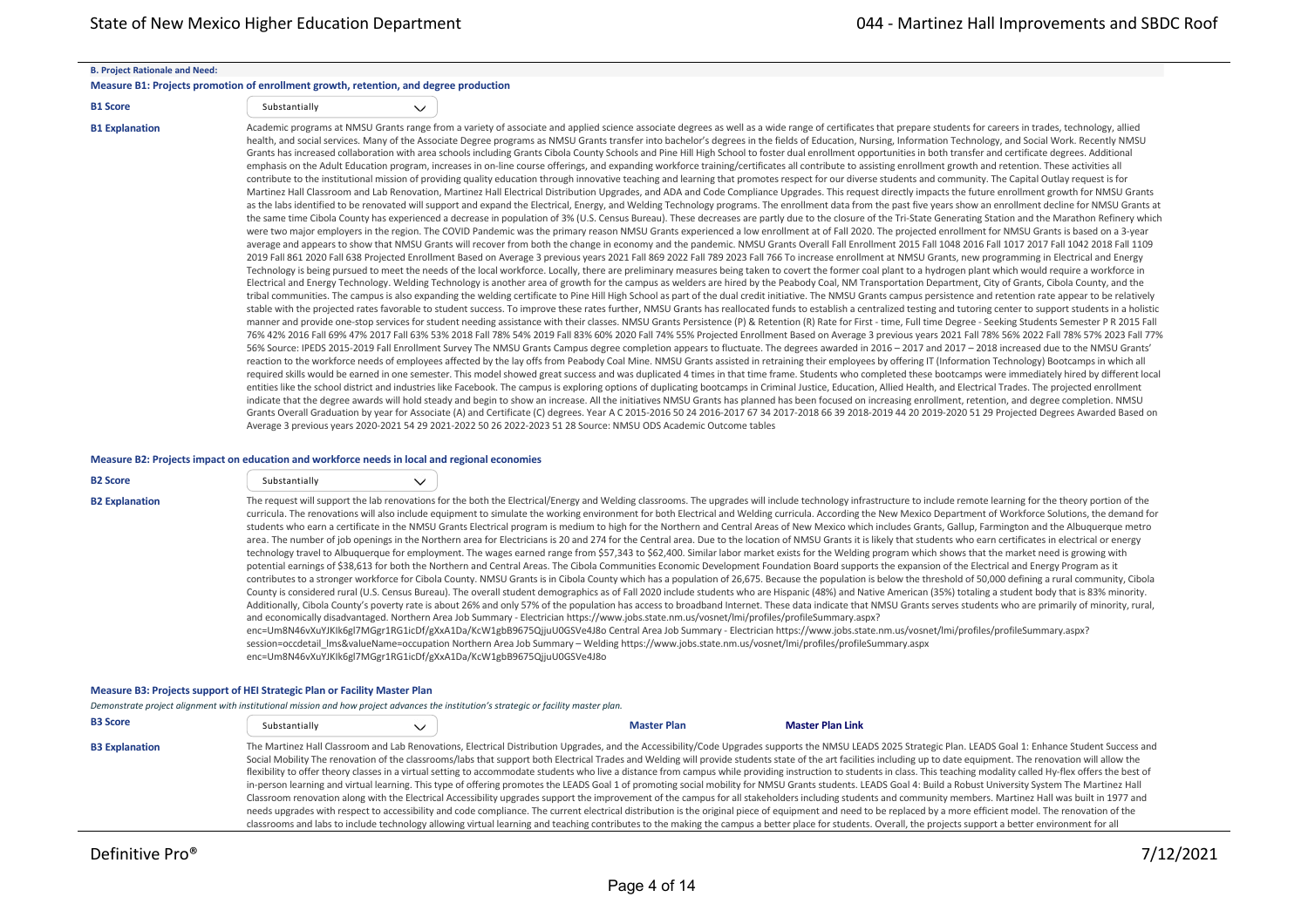## B. Project Rationale and Need:

### Measure B1: Projects promotion of enrollment growth, retention, and degree production

**B1 Score**

Substantially

**B1 Explanation**

Academic programs at NMSU Grants range from a variety of associate and applied science associate degrees as well as a wide range of certificates that prepare students for careers in trades, technology, allied health, and social services. Many of the Associate Degree programs as NMSU Grants transfer into bachelor's degrees in the fields of Education, Nursing, Information Technology, and Social Work. Recently NMSU Grants has increased collaboration with area schools including Grants Cibola County Schools and Pine Hill High School to foster dual enrollment opportunities in both transfer and certificate degrees. Additional emphasis on the Adult Education program, increases in on-line course offerings, and expanding workforce training/certificates all contribute to assisting enrollment growth and retention. These activities all contribute to the institutional mission of providing quality education through innovative teaching and learning that promotes respect for our diverse students and community. The Capital Outlay request is for Martinez Hall Classroom and Lab Renovation, Martinez Hall Electrical Distribution Upgrades, and ADA and Code Compliance Upgrades. This request directly impacts the future enrollment growth for NMSU Grants as the labs identified to be renovated will support and expand the Electrical, Energy, and Welding Technology programs. The enrollment data from the past five years show an enrollment decline for NMSU Grants at the same time Cibola County has experienced a decrease in population of 3% (U.S. Census Bureau). These decreases are partly due to the closure of the Tri-State Generating Station and the Marathon Refinery which were two major employers in the region. The COVID Pandemic was the primary reason NMSU Grants experienced a low enrollment at of Fall 2020. The projected enrollment for NMSU Grants is based on a 3-year average and appears to show that NMSU Grants will recover from both the change in economy and the pandemic. NMSU Grants Overall Fall Enrollment 2015 Fall 1048 2016 Fall 1017 2017 Fall 1042 2018 Fall 1109 2019 Fall 861 2020 Fall 638 Projected Enrollment Based on Average 3 previous years 2021 Fall 869 2022 Fall 789 2023 Fall 766 To increase enrollment at NMSU Grants, new programming in Electrical and Energy Technology is being pursued to meet the needs of the local workforce. Locally, there are preliminary measures being taken to covert the former coal plant to a hydrogen plant which would require a workforce in Electrical and Energy Technology. Welding Technology is another area of growth for the campus as welders are hired by the Peabody Coal, NM Transportation Department, City of Grants, Cibola County, and the tribal communities. The campus is also expanding the welding certificate to Pine Hill High School as part of the dual credit initiative. The NMSU Grants campus persistence and retention rate appear to be relatively stable with the projected rates favorable to student success. To improve these rates further, NMSU Grants has reallocated funds to establish a centralized testing and tutoring center to support students in a holistic manner and provide one-stop services for student needing assistance with their classes. NMSU Grants Persistence (P) & Retention (R) Rate for First - time, Full time Degree - Seeking Students Semester P R 2015 Fall 76% 42% 2016 Fall 69% 47% 2017 Fall 63% 53% 2018 Fall 78% 54% 2019 Fall 83% 60% 2020 Fall 74% 55% Projected Enrollment Based on Average 3 previous years 2021 Fall 78% 56% 2022 Fall 78% 57% 2023 Fall 77% 56% Source: IPEDS 2015-2019 Fall Enrollment Survey The NMSU Grants Campus degree completion appears to fluctuate. The degrees awarded in 2016 – 2017 and 2017 – 2018 increased due to the NMSU Grants' reaction to the workforce needs of employees affected by the lay offs from Peabody Coal Mine. NMSU Grants assisted in retraining their employees by offering IT (Information Technology) Bootcamps in which all required skills would be earned in one semester. This model showed great success and was duplicated 4 times in that time frame. Students who completed these bootcamps were immediately hired by different local entities like the school district and industries like Facebook. The campus is exploring options of duplicating bootcamps in Criminal Justice, Education, Allied Health, and Electrical Trades. The projected enrollment indicate that the degree awards will hold steady and begin to show an increase. All the initiatives NMSU Grants has planned has been focused on increasing enrollment, retention, and degree completion. NMSU Grants Overall Graduation by year for Associate (A) and Certificate (C) degrees. Year A C 2015-2016 50 24 2016-2017 67 34 2017-2018 66 39 2018-2019 44 20 2019-2020 51 29 Projected Degrees Awarded Based on Average 3 previous years 2020-2021 54 29 2021-2022 50 26 2022-2023 51 28 Source: NMSU ODS Academic Outcome tables

### Measure B2: Projects impact on education and workforce needs in local and regional economies

**B2 Score**

Substantially

**B2 Explanation**

The request will support the lab renovations for the both the Electrical/Energy and Welding classrooms. The upgrades will include technology infrastructure to include remote learning for the theory portion of the curricula. The renovations will also include equipment to simulate the working environment for both Electrical and Welding curricula. According the New Mexico Department of Workforce Solutions, the demand for students who earn a certificate in the NMSU Grants Electrical program is medium to high for the Northern and Central Areas of New Mexico which includes Grants, Gallup, Farmington and the Albuquerque metro area. The number of job openings in the Northern area for Electricians is 20 and 274 for the Central area. Due to the location of NMSU Grants it is likely that students who earn certificates in electrical or energy technology travel to Albuquerque for employment. The wages earned range from $57,343 to $62,400. Similar labor market exists for the Welding program which shows that the market need is growing with potential earnings of $38,613 for both the Northern and Central Areas. The Cibola Communities Economic Development Foundation Board supports the expansion of the Electrical and Energy Program as it contributes to a stronger workforce for Cibola County. NMSU Grants is in Cibola County which has a population of 26,675. Because the population is below the threshold of 50,000 defining a rural community, Cibola County is considered rural (U.S. Census Bureau). The overall student demographics as of Fall 2020 include students who are Hispanic (48%) and Native American (35%) totaling a student body that is 83% minority. Additionally, Cibola County's poverty rate is about 26% and only 57% of the population has access to broadband Internet. These data indicate that NMSU Grants serves students who are primarily of minority, rural, and economically disadvantaged. Northern Area Job Summary - Electrician https://www.jobs.state.nm.us/vosnet/lmi/profiles/profileSummary.aspx?enc=Um8N46vXuYJKIk6gl7MGgr1RG1icDf/gXxA1Da/KcW1gbB9675QjjuU0GSVe4J8o Central Area Job Summary - Electrician https://www.jobs.state.nm.us/vosnet/lmi/profiles/profileSummary.aspx?session=occdetail_lms&valueName=occupation Northern Area Job Summary – Welding https://www.jobs.state.nm.us/vosnet/lmi/profiles/profileSummary.aspx enc=Um8N46vXuYJKIk6gl7MGgr1RG1icDf/gXxA1Da/KcW1gbB9675QjjuU0GSVe4J8o

### Measure B3: Projects support of HEI Strategic Plan or Facility Master Plan

*Demonstrate project alignment with institutional mission and how project advances the institution's strategic or facility master plan.*

**B3 Score**

Substantially

**Master Plan** | **Master Plan Link**

**B3 Explanation**

The Martinez Hall Classroom and Lab Renovations, Electrical Distribution Upgrades, and the Accessibility/Code Upgrades supports the NMSU LEADS 2025 Strategic Plan. LEADS Goal 1: Enhance Student Success and Social Mobility The renovation of the classrooms/labs that support both Electrical Trades and Welding will provide students state of the art facilities including up to date equipment. The renovation will allow the flexibility to offer theory classes in a virtual setting to accommodate students who live a distance from campus while providing instruction to students in class. This teaching modality called Hy-flex offers the best of in-person learning and virtual learning. This type of offering promotes the LEADS Goal 1 of promoting social mobility for NMSU Grants students. LEADS Goal 4: Build a Robust University System The Martinez Hall Classroom renovation along with the Electrical Accessibility upgrades support the improvement of the campus for all stakeholders including students and community members. Martinez Hall was built in 1977 and needs upgrades with respect to accessibility and code compliance. The current electrical distribution is the original piece of equipment and need to be replaced by a more efficient model. The renovation of the classrooms and labs to include technology allowing virtual learning and teaching contributes to the making the campus a better place for students. Overall, the projects support a better environment for all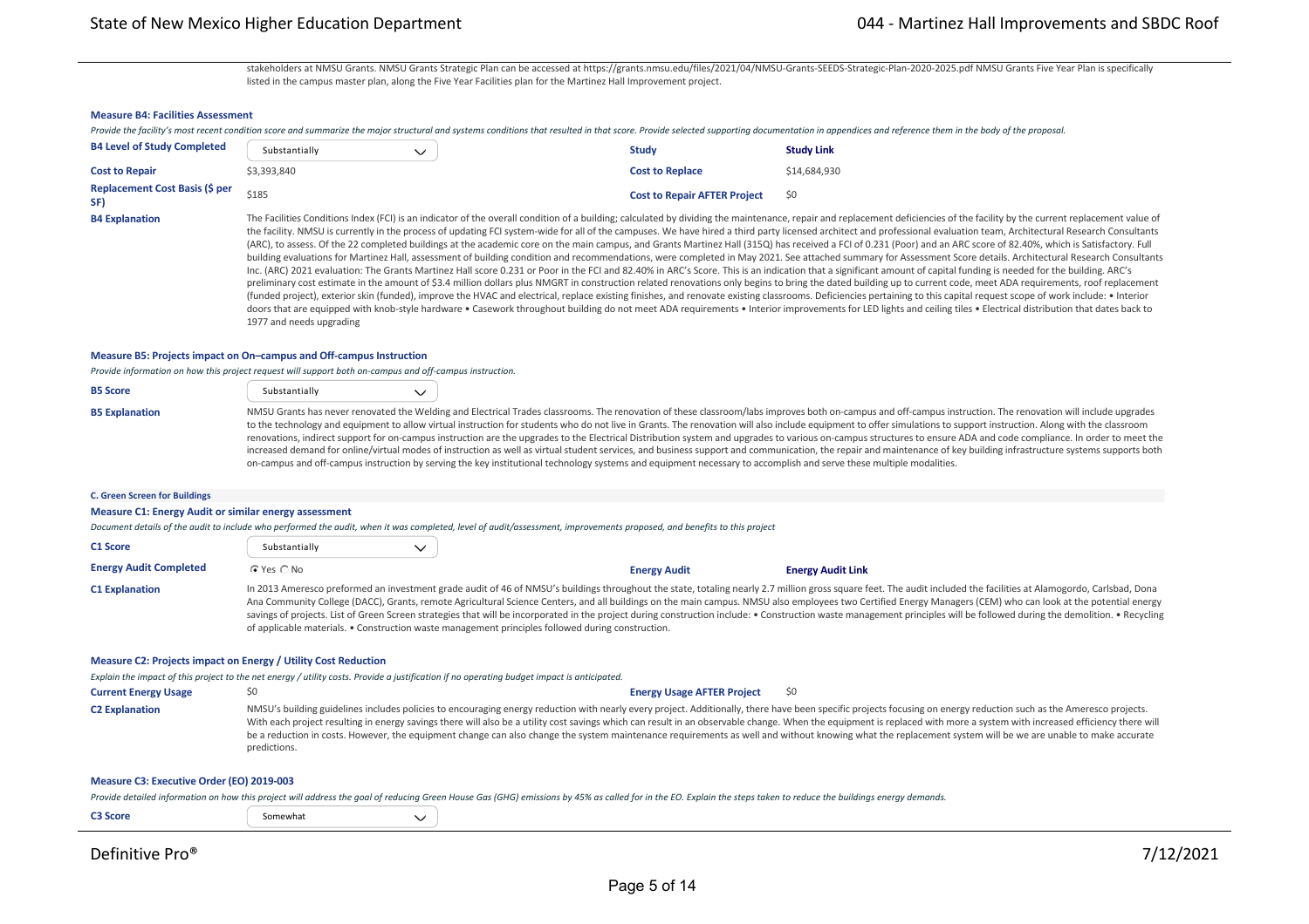stakeholders at NMSU Grants. NMSU Grants Strategic Plan can be accessed at https://grants.nmsu.edu/files/2021/04/NMSU-Grants-SEEDS-Strategic-Plan-2020-2025.pdf NMSU Grants Five Year Plan is specifically listed in the campus master plan, along the Five Year Facilities plan for the Martinez Hall Improvement project.

### Measure B4: Facilities Assessment

*Provide the facility's most recent condition score and summarize the major structural and systems conditions that resulted in that score. Provide selected supporting documentation in appendices and reference them in the body of the proposal.*

| | | | |
|---|---|---|---|
| **B4 Level of Study Completed** | Substantially | **Study** | **Study Link** |
| **Cost to Repair** | $3,393,840 | **Cost to Replace** | $14,684,930 |
| **Replacement Cost Basis ($ per SF)** | $185 | **Cost to Repair AFTER Project** | $0 |

**B4 Explanation**

The Facilities Conditions Index (FCI) is an indicator of the overall condition of a building; calculated by dividing the maintenance, repair and replacement deficiencies of the facility by the current replacement value of the facility. NMSU is currently in the process of updating FCI system-wide for all of the campuses. We have hired a third party licensed architect and professional evaluation team, Architectural Research Consultants (ARC), to assess. Of the 22 completed buildings at the academic core on the main campus, and Grants Martinez Hall (315Q) has received a FCI of 0.231 (Poor) and an ARC score of 82.40%, which is Satisfactory. Full building evaluations for Martinez Hall, assessment of building condition and recommendations, were completed in May 2021. See attached summary for Assessment Score details. Architectural Research Consultants Inc. (ARC) 2021 evaluation: The Grants Martinez Hall score 0.231 or Poor in the FCI and 82.40% in ARC's Score. This is an indication that a significant amount of capital funding is needed for the building. ARC's preliminary cost estimate in the amount of $3.4 million dollars plus NMGRT in construction related renovations only begins to bring the dated building up to current code, meet ADA requirements, roof replacement (funded project), exterior skin (funded), improve the HVAC and electrical, replace existing finishes, and renovate existing classrooms. Deficiencies pertaining to this capital request scope of work include: • Interior doors that are equipped with knob-style hardware • Casework throughout building do not meet ADA requirements • Interior improvements for LED lights and ceiling tiles • Electrical distribution that dates back to 1977 and needs upgrading

### Measure B5: Projects impact on On–campus and Off-campus Instruction

*Provide information on how this project request will support both on-campus and off-campus instruction.*

**B5 Score**: Substantially

**B5 Explanation**

NMSU Grants has never renovated the Welding and Electrical Trades classrooms. The renovation of these classroom/labs improves both on-campus and off-campus instruction. The renovation will include upgrades to the technology and equipment to allow virtual instruction for students who do not live in Grants. The renovation will also include equipment to offer simulations to support instruction. Along with the classroom renovations, indirect support for on-campus instruction are the upgrades to the Electrical Distribution system and upgrades to various on-campus structures to ensure ADA and code compliance. In order to meet the increased demand for online/virtual modes of instruction as well as virtual student services, and business support and communication, the repair and maintenance of key building infrastructure systems supports both on-campus and off-campus instruction by serving the key institutional technology systems and equipment necessary to accomplish and serve these multiple modalities.

## C. Green Screen for Buildings

### Measure C1: Energy Audit or similar energy assessment

*Document details of the audit to include who performed the audit, when it was completed, level of audit/assessment, improvements proposed, and benefits to this project*

| | | | |
|---|---|---|---|
| **C1 Score** | Substantially | | |
| **Energy Audit Completed** | ☑ Yes ☐ No | **Energy Audit** | **Energy Audit Link** |

**C1 Explanation**

In 2013 Ameresco preformed an investment grade audit of 46 of NMSU's buildings throughout the state, totaling nearly 2.7 million gross square feet. The audit included the facilities at Alamogordo, Carlsbad, Dona Ana Community College (DACC), Grants, remote Agricultural Science Centers, and all buildings on the main campus. NMSU also employees two Certified Energy Managers (CEM) who can look at the potential energy savings of projects. List of Green Screen strategies that will be incorporated in the project during construction include: • Construction waste management principles will be followed during the demolition. • Recycling of applicable materials. • Construction waste management principles followed during construction.

### Measure C2: Projects impact on Energy / Utility Cost Reduction

*Explain the impact of this project to the net energy / utility costs. Provide a justification if no operating budget impact is anticipated.*

| | | | |
|---|---|---|---|
| **Current Energy Usage** | $0 | **Energy Usage AFTER Project** | $0 |

**C2 Explanation**

NMSU's building guidelines includes policies to encouraging energy reduction with nearly every project. Additionally, there have been specific projects focusing on energy reduction such as the Ameresco projects. With each project resulting in energy savings there will also be a utility cost savings which can result in an observable change. When the equipment is replaced with more a system with increased efficiency there will be a reduction in costs. However, the equipment change can also change the system maintenance requirements as well and without knowing what the replacement system will be we are unable to make accurate predictions.

### Measure C3: Executive Order (EO) 2019-003

*Provide detailed information on how this project will address the goal of reducing Green House Gas (GHG) emissions by 45% as called for in the EO. Explain the steps taken to reduce the buildings energy demands.*

**C3 Score**: Somewhat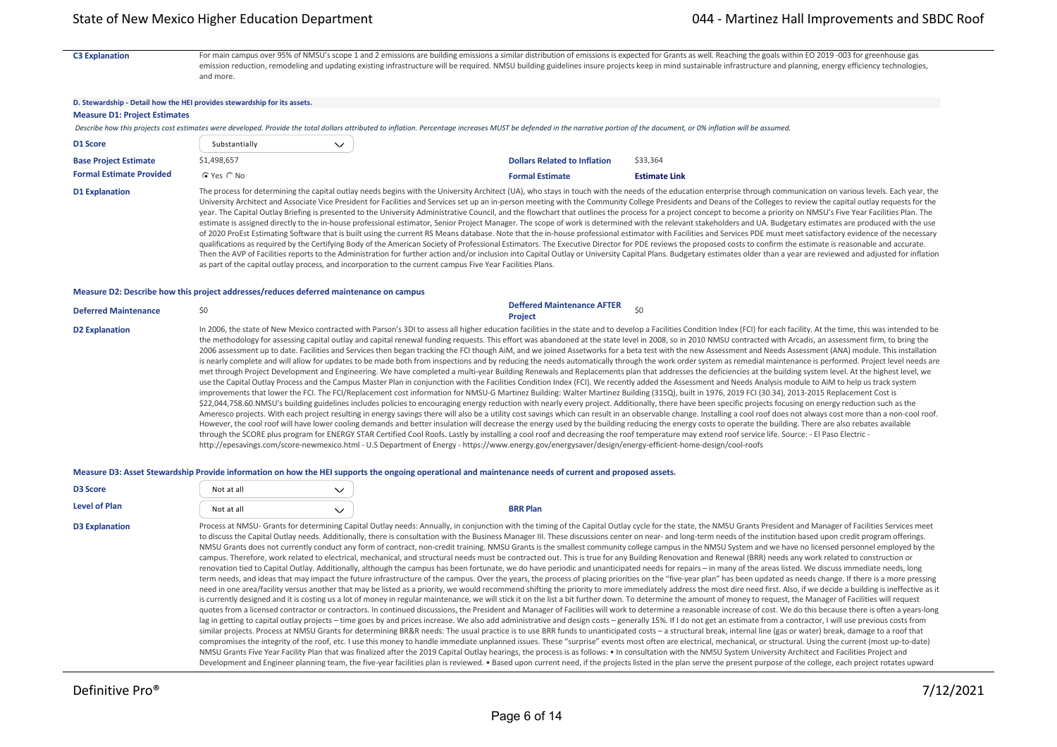**C3 Explanation**

For main campus over 95% of NMSU's scope 1 and 2 emissions are building emissions a similar distribution of emissions is expected for Grants as well. Reaching the goals within EO 2019 -003 for greenhouse gas emission reduction, remodeling and updating existing infrastructure will be required. NMSU building guidelines insure projects keep in mind sustainable infrastructure and planning, energy efficiency technologies, and more.

## D. Stewardship - Detail how the HEI provides stewardship for its assets.

### Measure D1: Project Estimates

*Describe how this projects cost estimates were developed. Provide the total dollars attributed to inflation. Percentage increases MUST be defended in the narrative portion of the document, or 0% inflation will be assumed.*

| | | | |
|---|---|---|---|
| **D1 Score** | Substantially | | |
| **Base Project Estimate** | $1,498,657 | **Dollars Related to Inflation** | $33,364 |
| **Formal Estimate Provided** | ◉ Yes ○ No | **Formal Estimate** | **Estimate Link** |

**D1 Explanation**

The process for determining the capital outlay needs begins with the University Architect (UA), who stays in touch with the needs of the education enterprise through communication on various levels. Each year, the University Architect and Associate Vice President for Facilities and Services set up an in-person meeting with the Community College Presidents and Deans of the Colleges to review the capital outlay requests for the year. The Capital Outlay Briefing is presented to the University Administrative Council, and the flowchart that outlines the process for a project concept to become a priority on NMSU's Five Year Facilities Plan. The estimate is assigned directly to the in-house professional estimator, Senior Project Manager. The scope of work is determined with the relevant stakeholders and UA. Budgetary estimates are produced with the use of 2020 ProEst Estimating Software that is built using the current RS Means database. Note that the in-house professional estimator with Facilities and Services PDE must meet satisfactory evidence of the necessary qualifications as required by the Certifying Body of the American Society of Professional Estimators. The Executive Director for PDE reviews the proposed costs to confirm the estimate is reasonable and accurate. Then the AVP of Facilities reports to the Administration for further action and/or inclusion into Capital Outlay or University Capital Plans. Budgetary estimates older than a year are reviewed and adjusted for inflation as part of the capital outlay process, and incorporation to the current campus Five Year Facilities Plans.

### Measure D2: Describe how this project addresses/reduces deferred maintenance on campus

| | | | |
|---|---|---|---|
| **Deferred Maintenance** | $0 | **Deffered Maintenance AFTER Project** | $0 |

**D2 Explanation**

In 2006, the state of New Mexico contracted with Parson's 3DI to assess all higher education facilities in the state and to develop a Facilities Condition Index (FCI) for each facility. At the time, this was intended to be the methodology for assessing capital outlay and capital renewal funding requests. This effort was abandoned at the state level in 2008, so in 2010 NMSU contracted with Arcadis, an assessment firm, to bring the 2006 assessment up to date. Facilities and Services then began tracking the FCI though AiM, and we joined Assetworks for a beta test with the new Assessment and Needs Assessment (ANA) module. This installation is nearly complete and will allow for updates to be made both from inspections and by reducing the needs automatically through the work order system as remedial maintenance is performed. Project level needs are met through Project Development and Engineering. We have completed a multi-year Building Renewals and Replacements plan that addresses the deficiencies at the building system level. At the highest level, we use the Capital Outlay Process and the Campus Master Plan in conjunction with the Facilities Condition Index (FCI). We recently added the Assessment and Needs Analysis module to AiM to help us track system improvements that lower the FCI. The FCI/Replacement cost information for NMSU-G Martinez Building: Walter Martinez Building (315Q), built in 1976, 2019 FCI (30.34), 2013-2015 Replacement Cost is $22,044,758.60.NMSU's building guidelines includes policies to encouraging energy reduction with nearly every project. Additionally, there have been specific projects focusing on energy reduction such as the Ameresco projects. With each project resulting in energy savings there will also be a utility cost savings which can result in an observable change. Installing a cool roof does not always cost more than a non-cool roof. However, the cool roof will have lower cooling demands and better insulation will decrease the energy used by the building reducing the energy costs to operate the building. There are also rebates available through the SCORE plus program for ENERGY STAR Certified Cool Roofs. Lastly by installing a cool roof and decreasing the roof temperature may extend roof service life. Source: - El Paso Electric - http://epesavings.com/score-newmexico.html - U.S Department of Energy - https://www.energy.gov/energysaver/design/energy-efficient-home-design/cool-roofs

### Measure D3: Asset Stewardship Provide information on how the HEI supports the ongoing operational and maintenance needs of current and proposed assets.

| | | | |
|---|---|---|---|
| **D3 Score** | Not at all | | |
| **Level of Plan** | Not at all | **BRR Plan** | |

**D3 Explanation**

Process at NMSU- Grants for determining Capital Outlay needs: Annually, in conjunction with the timing of the Capital Outlay cycle for the state, the NMSU Grants President and Manager of Facilities Services meet to discuss the Capital Outlay needs. Additionally, there is consultation with the Business Manager III. These discussions center on near- and long-term needs of the institution based upon credit program offerings. NMSU Grants does not currently conduct any form of contract, non-credit training. NMSU Grants is the smallest community college campus in the NMSU System and we have no licensed personnel employed by the campus. Therefore, work related to electrical, mechanical, and structural needs must be contracted out. This is true for any Building Renovation and Renewal (BRR) needs any work related to construction or renovation tied to Capital Outlay. Additionally, although the campus has been fortunate, we do have periodic and unanticipated needs for repairs – in many of the areas listed. We discuss immediate needs, long term needs, and ideas that may impact the future infrastructure of the campus. Over the years, the process of placing priorities on the "five-year plan" has been updated as needs change. If there is a more pressing need in one area/facility versus another that may be listed as a priority, we would recommend shifting the priority to more immediately address the most dire need first. Also, if we decide a building is ineffective as it is currently designed and it is costing us a lot of money in regular maintenance, we will stick it on the list a bit further down. To determine the amount of money to request, the Manager of Facilities will request quotes from a licensed contractor or contractors. In continued discussions, the President and Manager of Facilities will work to determine a reasonable increase of cost. We do this because there is often a years-long lag in getting to capital outlay projects – time goes by and prices increase. We also add administrative and design costs – generally 15%. If I do not get an estimate from a contractor, I will use previous costs from similar projects. Process at NMSU Grants for determining BR&R needs: The usual practice is to use BRR funds to unanticipated costs – a structural break, internal line (gas or water) break, damage to a roof that compromises the integrity of the roof, etc. I use this money to handle immediate unplanned issues. These "surprise" events most often are electrical, mechanical, or structural. Using the current (most up-to-date) NMSU Grants Five Year Facility Plan that was finalized after the 2019 Capital Outlay hearings, the process is as follows: • In consultation with the NMSU System University Architect and Facilities Project and Development and Engineer planning team, the five-year facilities plan is reviewed. • Based upon current need, if the projects listed in the plan serve the present purpose of the college, each project rotates upward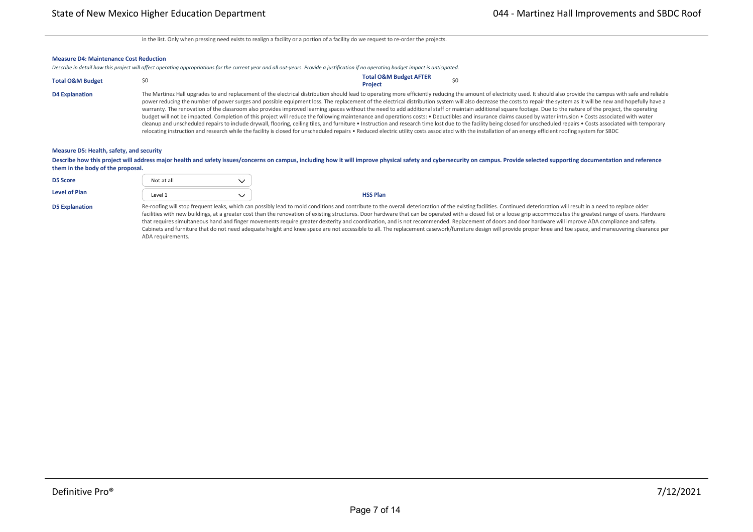in the list. Only when pressing need exists to realign a facility or a portion of a facility do we request to re-order the projects.

### Measure D4: Maintenance Cost Reduction

*Describe in detail how this project will affect operating appropriations for the current year and all out-years. Provide a justification if no operating budget impact is anticipated.*

**Total O&M Budget** $0

**Total O&M Budget AFTER Project** $0

**D4 Explanation**

The Martinez Hall upgrades to and replacement of the electrical distribution should lead to operating more efficiently reducing the amount of electricity used. It should also provide the campus with safe and reliable power reducing the number of power surges and possible equipment loss. The replacement of the electrical distribution system will also decrease the costs to repair the system as it will be new and hopefully have a warranty. The renovation of the classroom also provides improved learning spaces without the need to add additional staff or maintain additional square footage. Due to the nature of the project, the operating budget will not be impacted. Completion of this project will reduce the following maintenance and operations costs: • Deductibles and insurance claims caused by water intrusion • Costs associated with water cleanup and unscheduled repairs to include drywall, flooring, ceiling tiles, and furniture • Instruction and research time lost due to the facility being closed for unscheduled repairs • Costs associated with temporary relocating instruction and research while the facility is closed for unscheduled repairs • Reduced electric utility costs associated with the installation of an energy efficient roofing system for SBDC

### Measure D5: Health, safety, and security

**Describe how this project will address major health and safety issues/concerns on campus, including how it will improve physical safety and cybersecurity on campus. Provide selected supporting documentation and reference them in the body of the proposal.**

**D5 Score** Not at all

**Level of Plan** Level 1

**HSS Plan**

**D5 Explanation**

Re-roofing will stop frequent leaks, which can possibly lead to mold conditions and contribute to the overall deterioration of the existing facilities. Continued deterioration will result in a need to replace older facilities with new buildings, at a greater cost than the renovation of existing structures. Door hardware that can be operated with a closed fist or a loose grip accommodates the greatest range of users. Hardware that requires simultaneous hand and finger movements require greater dexterity and coordination, and is not recommended. Replacement of doors and door hardware will improve ADA compliance and safety. Cabinets and furniture that do not need adequate height and knee space are not accessible to all. The replacement casework/furniture design will provide proper knee and toe space, and maneuvering clearance per ADA requirements.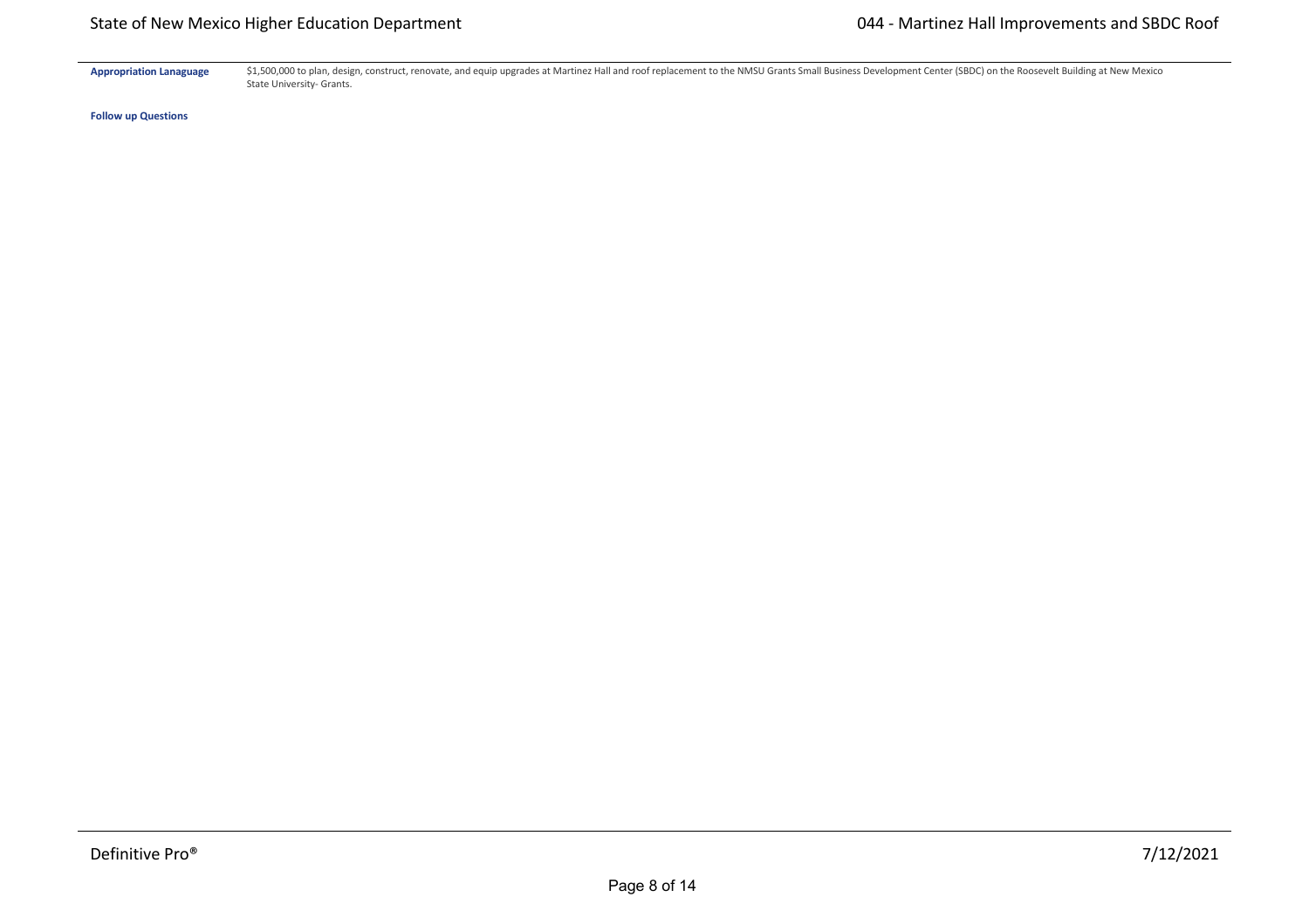**Appropriation Lanaguage** $1,500,000 to plan, design, construct, renovate, and equip upgrades at Martinez Hall and roof replacement to the NMSU Grants Small Business Development Center (SBDC) on the Roosevelt Building at New Mexico State University- Grants.

**Follow up Questions**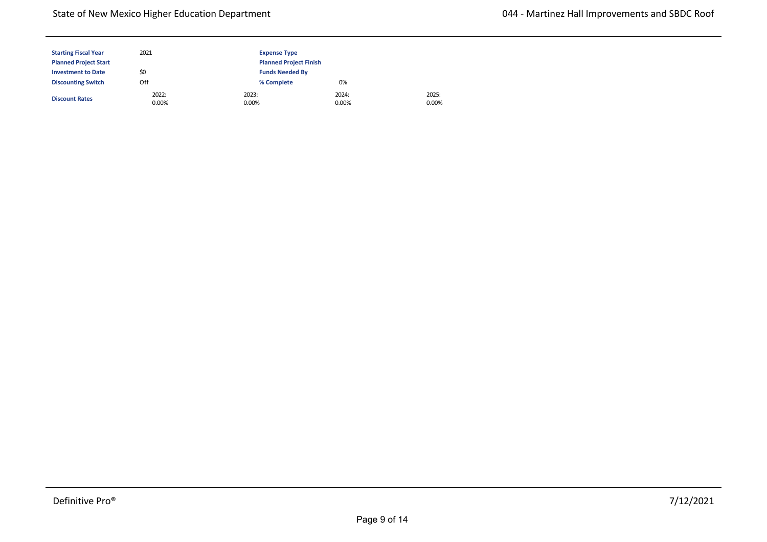| | | | | |
|---|---|---|---|---|
| **Starting Fiscal Year** | 2021 | **Expense Type** | | |
| **Planned Project Start** | | **Planned Project Finish** | | |
| **Investment to Date** | $0 | **Funds Needed By** | | |
| **Discounting Switch** | Off | **% Complete** | 0% | |
| **Discount Rates** | 2022: 0.00% | 2023: 0.00% | 2024: 0.00% | 2025: 0.00% |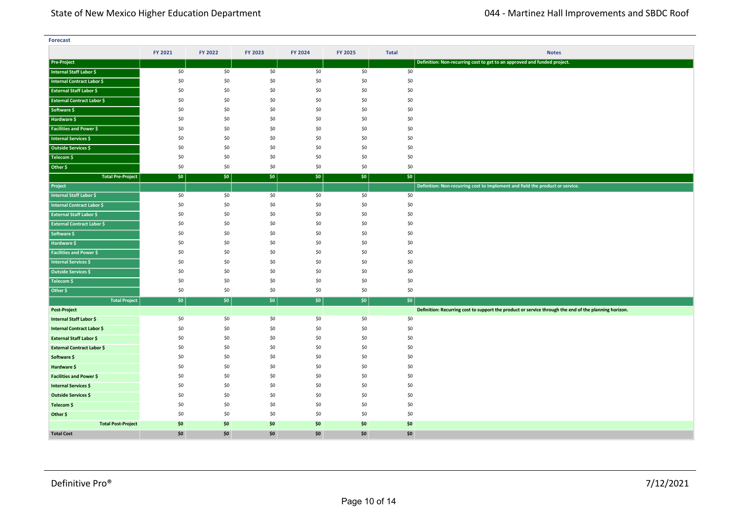**Forecast**

| | FY 2021 | FY 2022 | FY 2023 | FY 2024 | FY 2025 | Total | Notes |
|---|---|---|---|---|---|---|---|
| **Pre-Project** | | | | | | | **Definition: Non-recurring cost to get to an approved and funded project.** |
| **Internal Staff Labor $** | $0 | $0 | $0 | $0 | $0 | $0 | |
| **Internal Contract Labor $** | $0 | $0 | $0 | $0 | $0 | $0 | |
| **External Staff Labor $** | $0 | $0 | $0 | $0 | $0 | $0 | |
| **External Contract Labor $** | $0 | $0 | $0 | $0 | $0 | $0 | |
| **Software $** | $0 | $0 | $0 | $0 | $0 | $0 | |
| **Hardware $** | $0 | $0 | $0 | $0 | $0 | $0 | |
| **Facilities and Power $** | $0 | $0 | $0 | $0 | $0 | $0 | |
| **Internal Services $** | $0 | $0 | $0 | $0 | $0 | $0 | |
| **Outside Services $** | $0 | $0 | $0 | $0 | $0 | $0 | |
| **Telecom $** | $0 | $0 | $0 | $0 | $0 | $0 | |
| **Other $** | $0 | $0 | $0 | $0 | $0 | $0 | |
| **Total Pre-Project** | **$0** | **$0** | **$0** | **$0** | **$0** | **$0** | |
| **Project** | | | | | | | **Definition: Non-recurring cost to implement and field the product or service.** |
| **Internal Staff Labor $** | $0 | $0 | $0 | $0 | $0 | $0 | |
| **Internal Contract Labor $** | $0 | $0 | $0 | $0 | $0 | $0 | |
| **External Staff Labor $** | $0 | $0 | $0 | $0 | $0 | $0 | |
| **External Contract Labor $** | $0 | $0 | $0 | $0 | $0 | $0 | |
| **Software $** | $0 | $0 | $0 | $0 | $0 | $0 | |
| **Hardware $** | $0 | $0 | $0 | $0 | $0 | $0 | |
| **Facilities and Power $** | $0 | $0 | $0 | $0 | $0 | $0 | |
| **Internal Services $** | $0 | $0 | $0 | $0 | $0 | $0 | |
| **Outside Services $** | $0 | $0 | $0 | $0 | $0 | $0 | |
| **Telecom $** | $0 | $0 | $0 | $0 | $0 | $0 | |
| **Other $** | $0 | $0 | $0 | $0 | $0 | $0 | |
| **Total Project** | **$0** | **$0** | **$0** | **$0** | **$0** | **$0** | |
| **Post-Project** | | | | | | | **Definition: Recurring cost to support the product or service through the end of the planning horizon.** |
| **Internal Staff Labor $** | $0 | $0 | $0 | $0 | $0 | $0 | |
| **Internal Contract Labor $** | $0 | $0 | $0 | $0 | $0 | $0 | |
| **External Staff Labor $** | $0 | $0 | $0 | $0 | $0 | $0 | |
| **External Contract Labor $** | $0 | $0 | $0 | $0 | $0 | $0 | |
| **Software $** | $0 | $0 | $0 | $0 | $0 | $0 | |
| **Hardware $** | $0 | $0 | $0 | $0 | $0 | $0 | |
| **Facilities and Power $** | $0 | $0 | $0 | $0 | $0 | $0 | |
| **Internal Services $** | $0 | $0 | $0 | $0 | $0 | $0 | |
| **Outside Services $** | $0 | $0 | $0 | $0 | $0 | $0 | |
| **Telecom $** | $0 | $0 | $0 | $0 | $0 | $0 | |
| **Other $** | $0 | $0 | $0 | $0 | $0 | $0 | |
| **Total Post-Project** | **$0** | **$0** | **$0** | **$0** | **$0** | **$0** | |
| **Total Cost** | **$0** | **$0** | **$0** | **$0** | **$0** | **$0** | |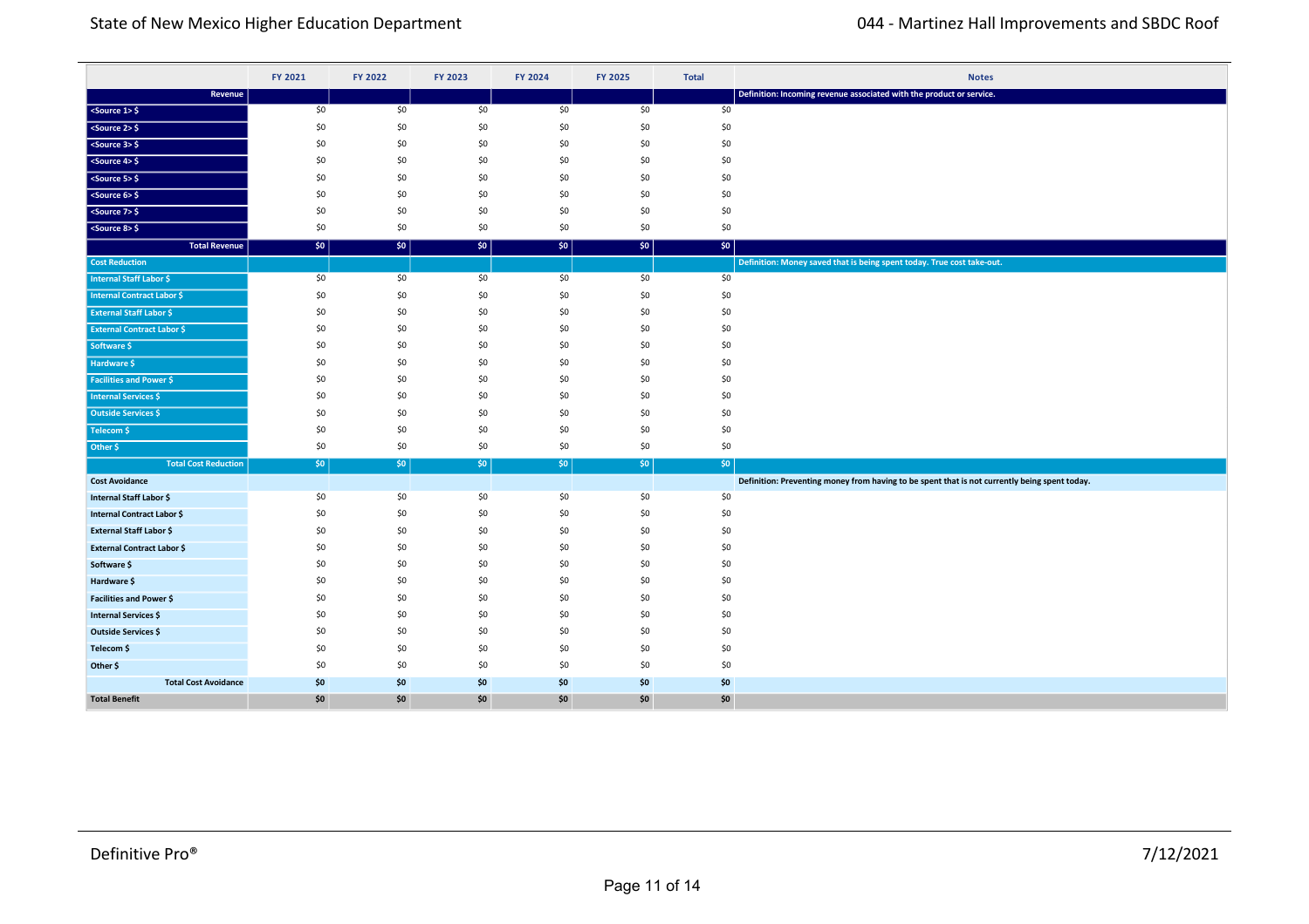| | FY 2021 | FY 2022 | FY 2023 | FY 2024 | FY 2025 | Total | Notes |
|---|---|---|---|---|---|---|---|
| **Revenue** | | | | | | | **Definition: Incoming revenue associated with the product or service.** |
| <Source 1> $ | $0 | $0 | $0 | $0 | $0 | $0 | |
| <Source 2> $ | $0 | $0 | $0 | $0 | $0 | $0 | |
| <Source 3> $ | $0 | $0 | $0 | $0 | $0 | $0 | |
| <Source 4> $ | $0 | $0 | $0 | $0 | $0 | $0 | |
| <Source 5> $ | $0 | $0 | $0 | $0 | $0 | $0 | |
| <Source 6> $ | $0 | $0 | $0 | $0 | $0 | $0 | |
| <Source 7> $ | $0 | $0 | $0 | $0 | $0 | $0 | |
| <Source 8> $ | $0 | $0 | $0 | $0 | $0 | $0 | |
| **Total Revenue** | **$0** | **$0** | **$0** | **$0** | **$0** | **$0** | |
| **Cost Reduction** | | | | | | | **Definition: Money saved that is being spent today. True cost take-out.** |
| Internal Staff Labor $ | $0 | $0 | $0 | $0 | $0 | $0 | |
| Internal Contract Labor $ | $0 | $0 | $0 | $0 | $0 | $0 | |
| External Staff Labor $ | $0 | $0 | $0 | $0 | $0 | $0 | |
| External Contract Labor $ | $0 | $0 | $0 | $0 | $0 | $0 | |
| Software $ | $0 | $0 | $0 | $0 | $0 | $0 | |
| Hardware $ | $0 | $0 | $0 | $0 | $0 | $0 | |
| Facilities and Power $ | $0 | $0 | $0 | $0 | $0 | $0 | |
| Internal Services $ | $0 | $0 | $0 | $0 | $0 | $0 | |
| Outside Services $ | $0 | $0 | $0 | $0 | $0 | $0 | |
| Telecom $ | $0 | $0 | $0 | $0 | $0 | $0 | |
| Other $ | $0 | $0 | $0 | $0 | $0 | $0 | |
| **Total Cost Reduction** | **$0** | **$0** | **$0** | **$0** | **$0** | **$0** | |
| **Cost Avoidance** | | | | | | | **Definition: Preventing money from having to be spent that is not currently being spent today.** |
| Internal Staff Labor $ | $0 | $0 | $0 | $0 | $0 | $0 | |
| Internal Contract Labor $ | $0 | $0 | $0 | $0 | $0 | $0 | |
| External Staff Labor $ | $0 | $0 | $0 | $0 | $0 | $0 | |
| External Contract Labor $ | $0 | $0 | $0 | $0 | $0 | $0 | |
| Software $ | $0 | $0 | $0 | $0 | $0 | $0 | |
| Hardware $ | $0 | $0 | $0 | $0 | $0 | $0 | |
| Facilities and Power $ | $0 | $0 | $0 | $0 | $0 | $0 | |
| Internal Services $ | $0 | $0 | $0 | $0 | $0 | $0 | |
| Outside Services $ | $0 | $0 | $0 | $0 | $0 | $0 | |
| Telecom $ | $0 | $0 | $0 | $0 | $0 | $0 | |
| Other $ | $0 | $0 | $0 | $0 | $0 | $0 | |
| **Total Cost Avoidance** | **$0** | **$0** | **$0** | **$0** | **$0** | **$0** | |
| **Total Benefit** | **$0** | **$0** | **$0** | **$0** | **$0** | **$0** | |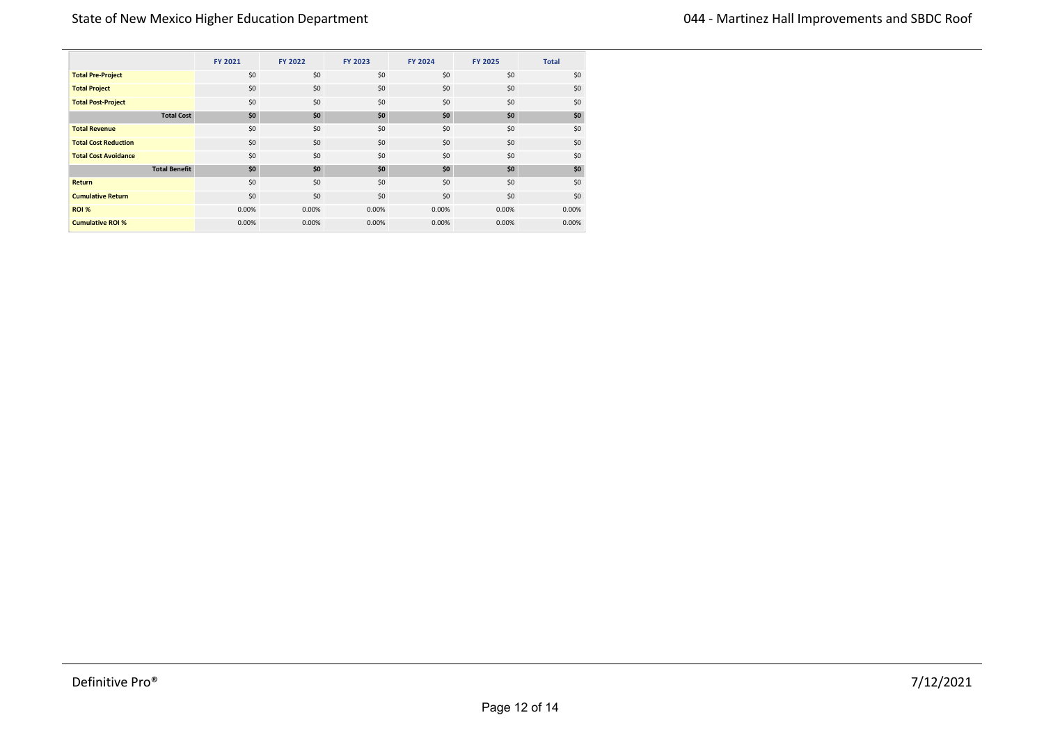| | FY 2021 | FY 2022 | FY 2023 | FY 2024 | FY 2025 | Total |
|---|---|---|---|---|---|---|
| **Total Pre-Project** | $0 | $0 | $0 | $0 | $0 | $0 |
| **Total Project** | $0 | $0 | $0 | $0 | $0 | $0 |
| **Total Post-Project** | $0 | $0 | $0 | $0 | $0 | $0 |
| **Total Cost** | **$0** | **$0** | **$0** | **$0** | **$0** | **$0** |
| **Total Revenue** | $0 | $0 | $0 | $0 | $0 | $0 |
| **Total Cost Reduction** | $0 | $0 | $0 | $0 | $0 | $0 |
| **Total Cost Avoidance** | $0 | $0 | $0 | $0 | $0 | $0 |
| **Total Benefit** | **$0** | **$0** | **$0** | **$0** | **$0** | **$0** |
| **Return** | $0 | $0 | $0 | $0 | $0 | $0 |
| **Cumulative Return** | $0 | $0 | $0 | $0 | $0 | $0 |
| **ROI %** | 0.00% | 0.00% | 0.00% | 0.00% | 0.00% | 0.00% |
| **Cumulative ROI %** | 0.00% | 0.00% | 0.00% | 0.00% | 0.00% | 0.00% |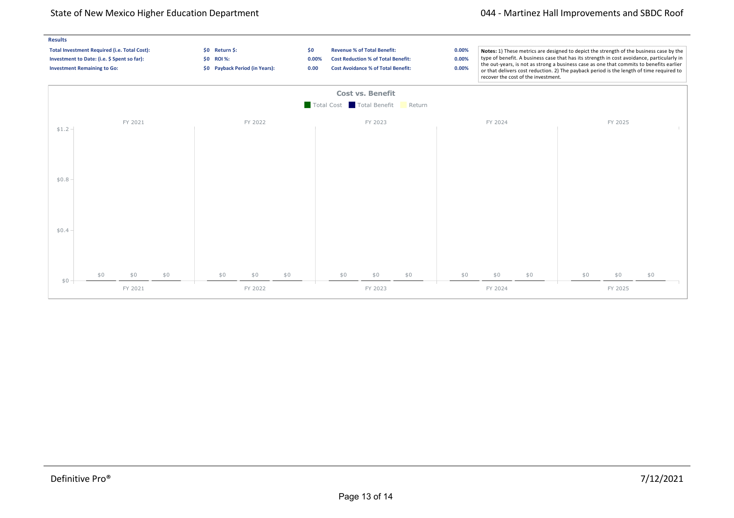**Results**

| | | | | | |
|---|---|---|---|---|---|
| **Total Investment Required (i.e. Total Cost):** | **$0** | **Return $:** | **$0** | **Revenue % of Total Benefit:** | **0.00%** |
| **Investment to Date: (i.e. $ Spent so far):** | **$0** | **ROI %:** | **0.00%** | **Cost Reduction % of Total Benefit:** | **0.00%** |
| **Investment Remaining to Go:** | **$0** | **Payback Period (in Years):** | **0.00** | **Cost Avoidance % of Total Benefit:** | **0.00%** |

**Notes:** 1) These metrics are designed to depict the strength of the business case by the type of benefit. A business case that has its strength in cost avoidance, particularly in the out-years, is not as strong a business case as one that commits to benefits earlier or that delivers cost reduction. 2) The payback period is the length of time required to recover the cost of the investment.

**Cost vs. Benefit**

Total Cost | Total Benefit | Return

| | Total Cost | Total Benefit | Return |
|---|---|---|---|
| FY 2021 | $0 | $0 | $0 |
| FY 2022 | $0 | $0 | $0 |
| FY 2023 | $0 | $0 | $0 |
| FY 2024 | $0 | $0 | $0 |
| FY 2025 | $0 | $0 | $0 |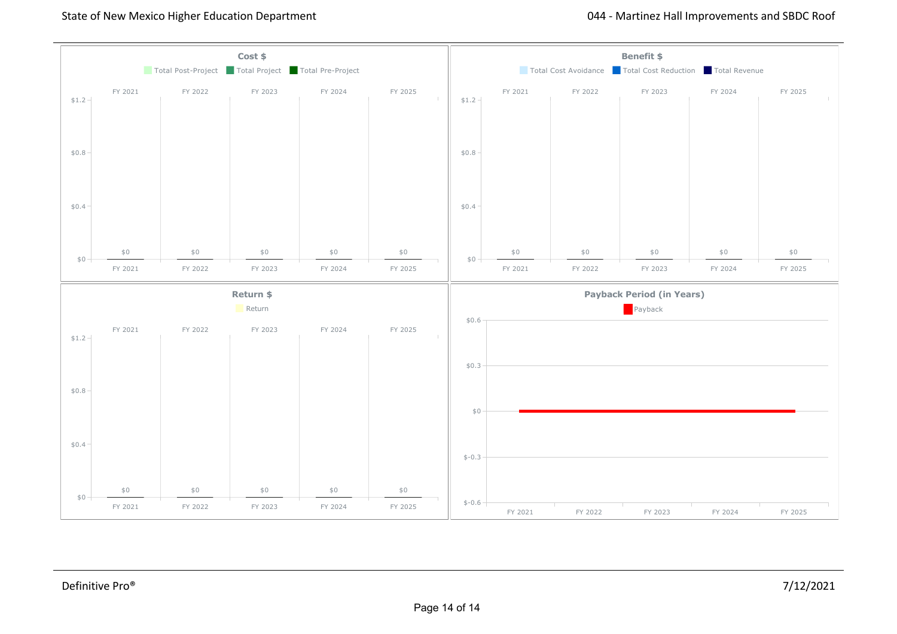Cost $

Total Post-Project
Total Project
Total Pre-Project

FY 2021
FY 2022
FY 2023
FY 2024
FY 2025

$1.2
$0.8
$0.4
$0

$0
$0
$0
$0
$0

FY 2021
FY 2022
FY 2023
FY 2024
FY 2025

Benefit $

Total Cost Avoidance
Total Cost Reduction
Total Revenue

FY 2021
FY 2022
FY 2023
FY 2024
FY 2025

$1.2
$0.8
$0.4
$0

$0
$0
$0
$0
$0

FY 2021
FY 2022
FY 2023
FY 2024
FY 2025

Return $

Return

FY 2021
FY 2022
FY 2023
FY 2024
FY 2025

$1.2
$0.8
$0.4
$0

$0
$0
$0
$0
$0

FY 2021
FY 2022
FY 2023
FY 2024
FY 2025

Payback Period (in Years)

Payback

$0.6
$0.3
$0
$-0.3
$-0.6

FY 2021
FY 2022
FY 2023
FY 2024
FY 2025